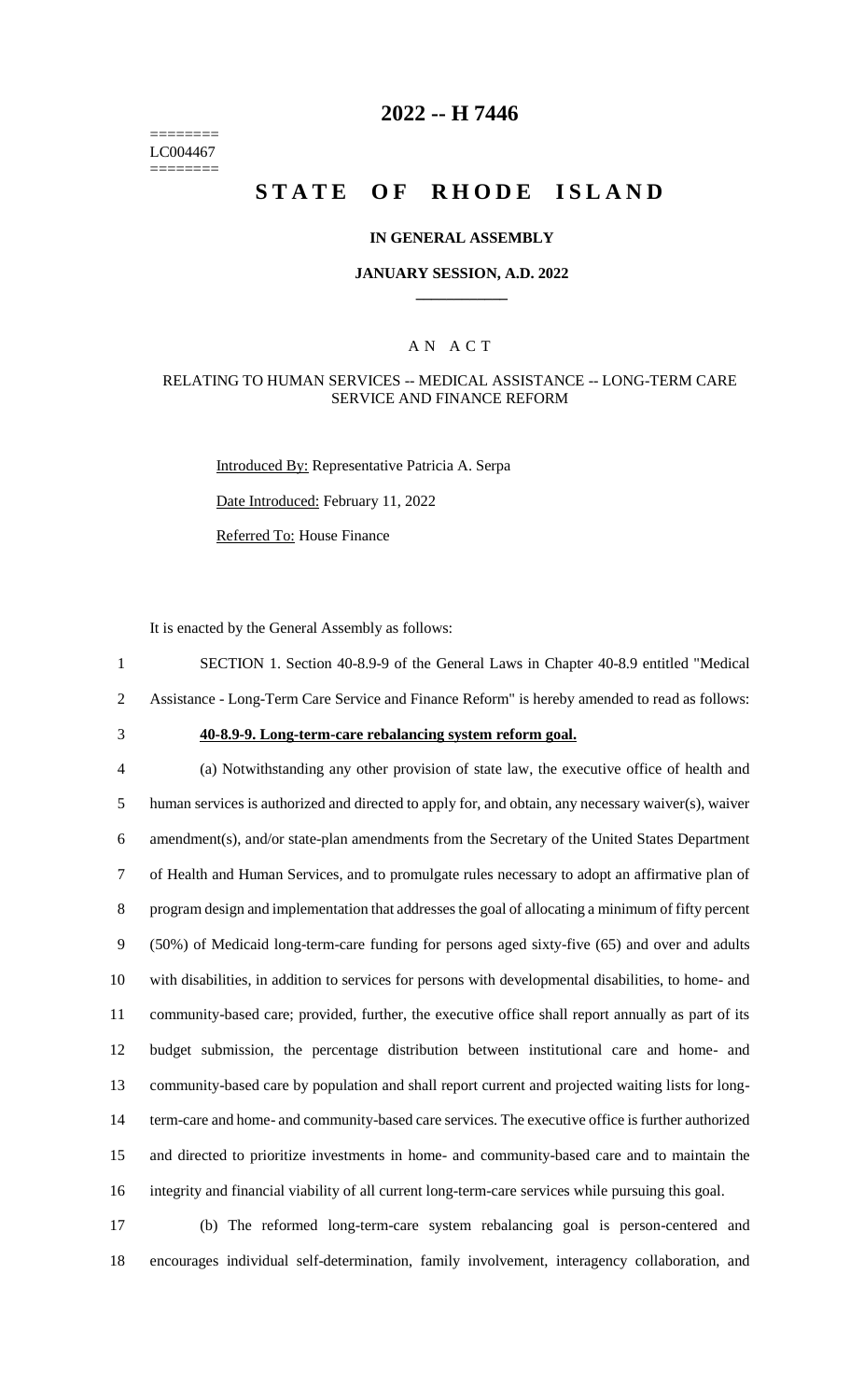========
LC004467
========

# 2022 -- H 7446

# STATE OF RHODE ISLAND

### IN GENERAL ASSEMBLY

### JANUARY SESSION, A.D. 2022

## A N A C T

### RELATING TO HUMAN SERVICES -- MEDICAL ASSISTANCE -- LONG-TERM CARE SERVICE AND FINANCE REFORM

Introduced By: Representative Patricia A. Serpa

Date Introduced: February 11, 2022

Referred To: House Finance

It is enacted by the General Assembly as follows:

1 SECTION 1. Section 40-8.9-9 of the General Laws in Chapter 40-8.9 entitled "Medical
2 Assistance - Long-Term Care Service and Finance Reform" is hereby amended to read as follows:

3 **40-8.9-9. Long-term-care rebalancing system reform goal.**

4 (a) Notwithstanding any other provision of state law, the executive office of health and
5 human services is authorized and directed to apply for, and obtain, any necessary waiver(s), waiver
6 amendment(s), and/or state-plan amendments from the Secretary of the United States Department
7 of Health and Human Services, and to promulgate rules necessary to adopt an affirmative plan of
8 program design and implementation that addresses the goal of allocating a minimum of fifty percent
9 (50%) of Medicaid long-term-care funding for persons aged sixty-five (65) and over and adults
10 with disabilities, in addition to services for persons with developmental disabilities, to home- and
11 community-based care; provided, further, the executive office shall report annually as part of its
12 budget submission, the percentage distribution between institutional care and home- and
13 community-based care by population and shall report current and projected waiting lists for long-
14 term-care and home- and community-based care services. The executive office is further authorized
15 and directed to prioritize investments in home- and community-based care and to maintain the
16 integrity and financial viability of all current long-term-care services while pursuing this goal.

17 (b) The reformed long-term-care system rebalancing goal is person-centered and
18 encourages individual self-determination, family involvement, interagency collaboration, and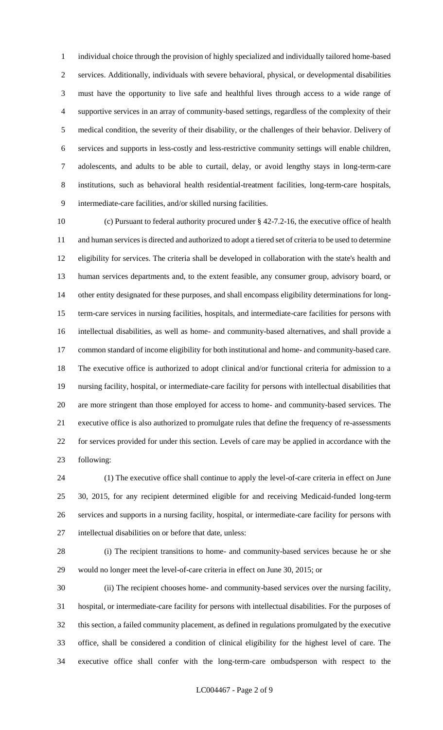individual choice through the provision of highly specialized and individually tailored home-based services. Additionally, individuals with severe behavioral, physical, or developmental disabilities must have the opportunity to live safe and healthful lives through access to a wide range of supportive services in an array of community-based settings, regardless of the complexity of their medical condition, the severity of their disability, or the challenges of their behavior. Delivery of services and supports in less-costly and less-restrictive community settings will enable children, adolescents, and adults to be able to curtail, delay, or avoid lengthy stays in long-term-care institutions, such as behavioral health residential-treatment facilities, long-term-care hospitals, intermediate-care facilities, and/or skilled nursing facilities.

(c) Pursuant to federal authority procured under § 42-7.2-16, the executive office of health and human services is directed and authorized to adopt a tiered set of criteria to be used to determine eligibility for services. The criteria shall be developed in collaboration with the state's health and human services departments and, to the extent feasible, any consumer group, advisory board, or other entity designated for these purposes, and shall encompass eligibility determinations for long-term-care services in nursing facilities, hospitals, and intermediate-care facilities for persons with intellectual disabilities, as well as home- and community-based alternatives, and shall provide a common standard of income eligibility for both institutional and home- and community-based care. The executive office is authorized to adopt clinical and/or functional criteria for admission to a nursing facility, hospital, or intermediate-care facility for persons with intellectual disabilities that are more stringent than those employed for access to home- and community-based services. The executive office is also authorized to promulgate rules that define the frequency of re-assessments for services provided for under this section. Levels of care may be applied in accordance with the following:

(1) The executive office shall continue to apply the level-of-care criteria in effect on June 30, 2015, for any recipient determined eligible for and receiving Medicaid-funded long-term services and supports in a nursing facility, hospital, or intermediate-care facility for persons with intellectual disabilities on or before that date, unless:

(i) The recipient transitions to home- and community-based services because he or she would no longer meet the level-of-care criteria in effect on June 30, 2015; or

(ii) The recipient chooses home- and community-based services over the nursing facility, hospital, or intermediate-care facility for persons with intellectual disabilities. For the purposes of this section, a failed community placement, as defined in regulations promulgated by the executive office, shall be considered a condition of clinical eligibility for the highest level of care. The executive office shall confer with the long-term-care ombudsperson with respect to the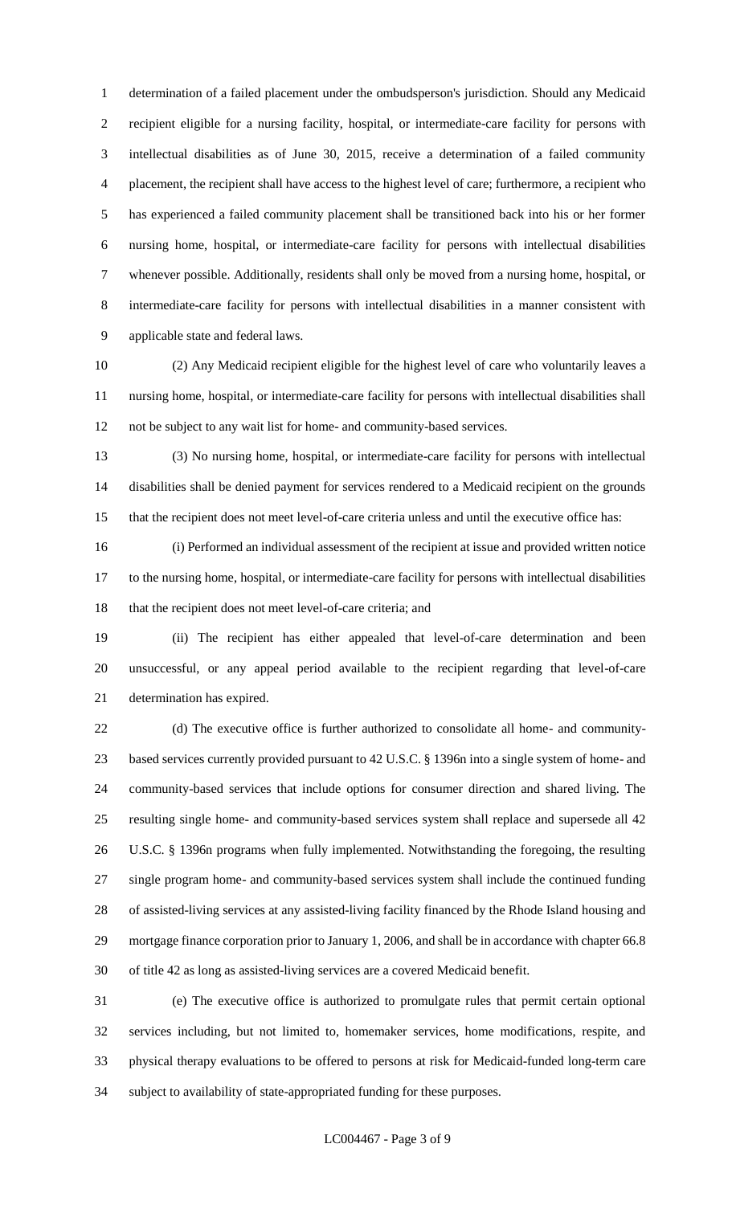determination of a failed placement under the ombudsperson's jurisdiction. Should any Medicaid recipient eligible for a nursing facility, hospital, or intermediate-care facility for persons with intellectual disabilities as of June 30, 2015, receive a determination of a failed community placement, the recipient shall have access to the highest level of care; furthermore, a recipient who has experienced a failed community placement shall be transitioned back into his or her former nursing home, hospital, or intermediate-care facility for persons with intellectual disabilities whenever possible. Additionally, residents shall only be moved from a nursing home, hospital, or intermediate-care facility for persons with intellectual disabilities in a manner consistent with applicable state and federal laws.

(2) Any Medicaid recipient eligible for the highest level of care who voluntarily leaves a nursing home, hospital, or intermediate-care facility for persons with intellectual disabilities shall not be subject to any wait list for home- and community-based services.

(3) No nursing home, hospital, or intermediate-care facility for persons with intellectual disabilities shall be denied payment for services rendered to a Medicaid recipient on the grounds that the recipient does not meet level-of-care criteria unless and until the executive office has:

(i) Performed an individual assessment of the recipient at issue and provided written notice to the nursing home, hospital, or intermediate-care facility for persons with intellectual disabilities that the recipient does not meet level-of-care criteria; and

(ii) The recipient has either appealed that level-of-care determination and been unsuccessful, or any appeal period available to the recipient regarding that level-of-care determination has expired.

(d) The executive office is further authorized to consolidate all home- and community-based services currently provided pursuant to 42 U.S.C. § 1396n into a single system of home- and community-based services that include options for consumer direction and shared living. The resulting single home- and community-based services system shall replace and supersede all 42 U.S.C. § 1396n programs when fully implemented. Notwithstanding the foregoing, the resulting single program home- and community-based services system shall include the continued funding of assisted-living services at any assisted-living facility financed by the Rhode Island housing and mortgage finance corporation prior to January 1, 2006, and shall be in accordance with chapter 66.8 of title 42 as long as assisted-living services are a covered Medicaid benefit.

(e) The executive office is authorized to promulgate rules that permit certain optional services including, but not limited to, homemaker services, home modifications, respite, and physical therapy evaluations to be offered to persons at risk for Medicaid-funded long-term care subject to availability of state-appropriated funding for these purposes.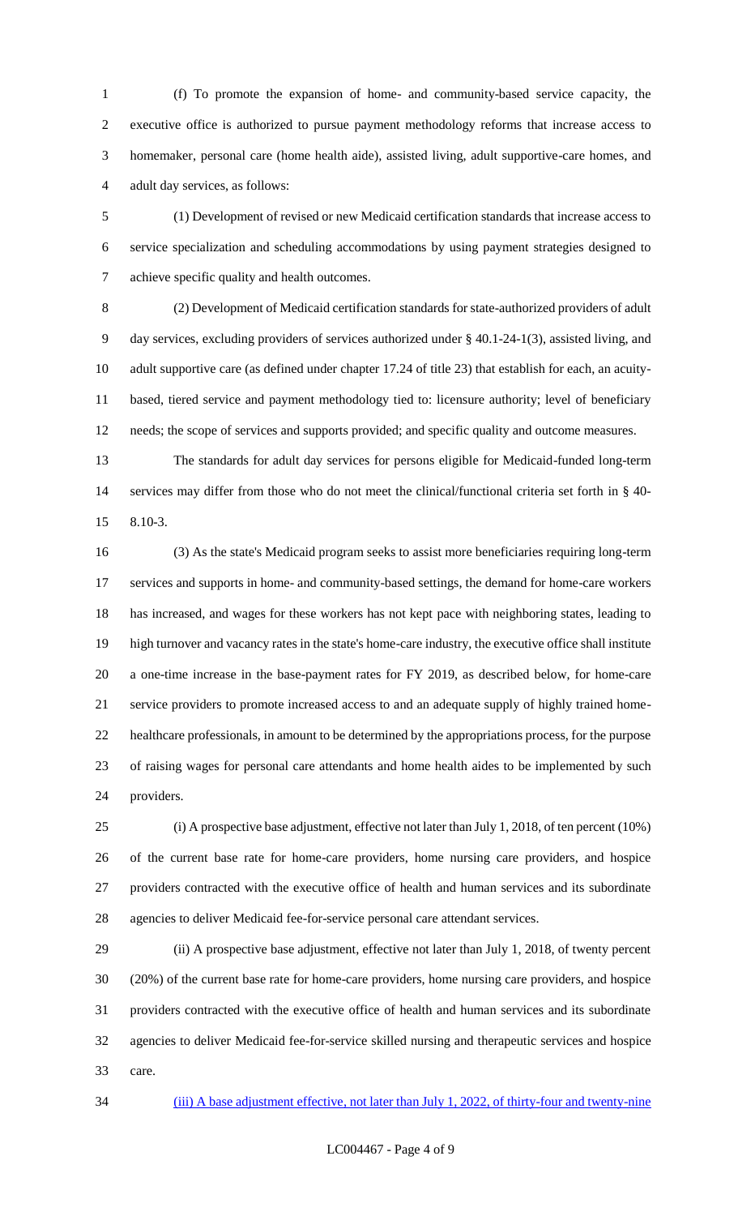(f) To promote the expansion of home- and community-based service capacity, the executive office is authorized to pursue payment methodology reforms that increase access to homemaker, personal care (home health aide), assisted living, adult supportive-care homes, and adult day services, as follows:

(1) Development of revised or new Medicaid certification standards that increase access to service specialization and scheduling accommodations by using payment strategies designed to achieve specific quality and health outcomes.

(2) Development of Medicaid certification standards for state-authorized providers of adult day services, excluding providers of services authorized under § 40.1-24-1(3), assisted living, and adult supportive care (as defined under chapter 17.24 of title 23) that establish for each, an acuity-based, tiered service and payment methodology tied to: licensure authority; level of beneficiary needs; the scope of services and supports provided; and specific quality and outcome measures.

The standards for adult day services for persons eligible for Medicaid-funded long-term services may differ from those who do not meet the clinical/functional criteria set forth in § 40-8.10-3.

(3) As the state's Medicaid program seeks to assist more beneficiaries requiring long-term services and supports in home- and community-based settings, the demand for home-care workers has increased, and wages for these workers has not kept pace with neighboring states, leading to high turnover and vacancy rates in the state's home-care industry, the executive office shall institute a one-time increase in the base-payment rates for FY 2019, as described below, for home-care service providers to promote increased access to and an adequate supply of highly trained home-healthcare professionals, in amount to be determined by the appropriations process, for the purpose of raising wages for personal care attendants and home health aides to be implemented by such providers.

(i) A prospective base adjustment, effective not later than July 1, 2018, of ten percent (10%) of the current base rate for home-care providers, home nursing care providers, and hospice providers contracted with the executive office of health and human services and its subordinate agencies to deliver Medicaid fee-for-service personal care attendant services.

(ii) A prospective base adjustment, effective not later than July 1, 2018, of twenty percent (20%) of the current base rate for home-care providers, home nursing care providers, and hospice providers contracted with the executive office of health and human services and its subordinate agencies to deliver Medicaid fee-for-service skilled nursing and therapeutic services and hospice care.

(iii) A base adjustment effective, not later than July 1, 2022, of thirty-four and twenty-nine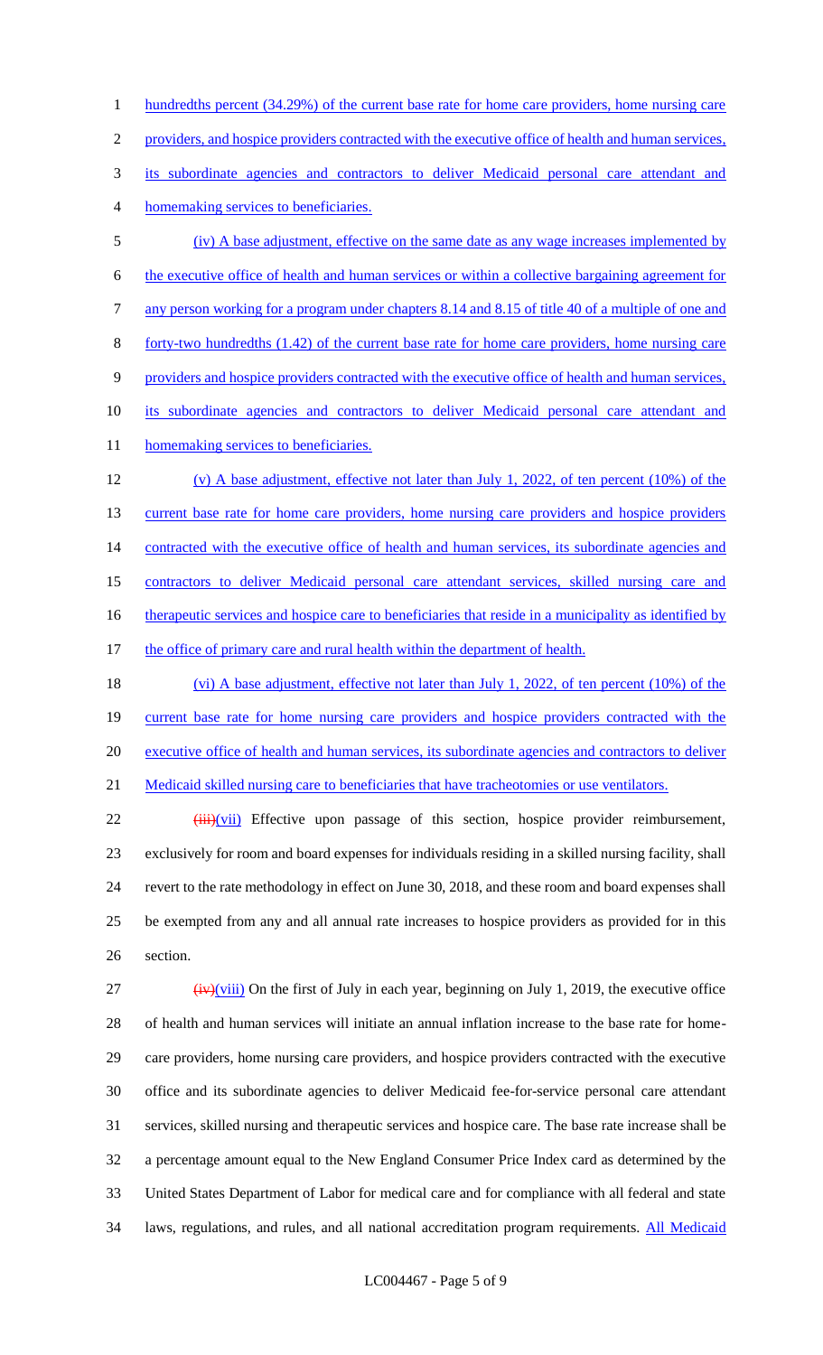hundredths percent (34.29%) of the current base rate for home care providers, home nursing care providers, and hospice providers contracted with the executive office of health and human services, its subordinate agencies and contractors to deliver Medicaid personal care attendant and homemaking services to beneficiaries.

(iv) A base adjustment, effective on the same date as any wage increases implemented by the executive office of health and human services or within a collective bargaining agreement for any person working for a program under chapters 8.14 and 8.15 of title 40 of a multiple of one and forty-two hundredths (1.42) of the current base rate for home care providers, home nursing care providers and hospice providers contracted with the executive office of health and human services, its subordinate agencies and contractors to deliver Medicaid personal care attendant and homemaking services to beneficiaries.

(v) A base adjustment, effective not later than July 1, 2022, of ten percent (10%) of the current base rate for home care providers, home nursing care providers and hospice providers contracted with the executive office of health and human services, its subordinate agencies and contractors to deliver Medicaid personal care attendant services, skilled nursing care and therapeutic services and hospice care to beneficiaries that reside in a municipality as identified by the office of primary care and rural health within the department of health.

(vi) A base adjustment, effective not later than July 1, 2022, of ten percent (10%) of the current base rate for home nursing care providers and hospice providers contracted with the executive office of health and human services, its subordinate agencies and contractors to deliver Medicaid skilled nursing care to beneficiaries that have tracheotomies or use ventilators.

~~(iii)~~(vii) Effective upon passage of this section, hospice provider reimbursement, exclusively for room and board expenses for individuals residing in a skilled nursing facility, shall revert to the rate methodology in effect on June 30, 2018, and these room and board expenses shall be exempted from any and all annual rate increases to hospice providers as provided for in this section.

~~(iv)~~(viii) On the first of July in each year, beginning on July 1, 2019, the executive office of health and human services will initiate an annual inflation increase to the base rate for home-care providers, home nursing care providers, and hospice providers contracted with the executive office and its subordinate agencies to deliver Medicaid fee-for-service personal care attendant services, skilled nursing and therapeutic services and hospice care. The base rate increase shall be a percentage amount equal to the New England Consumer Price Index card as determined by the United States Department of Labor for medical care and for compliance with all federal and state laws, regulations, and rules, and all national accreditation program requirements. All Medicaid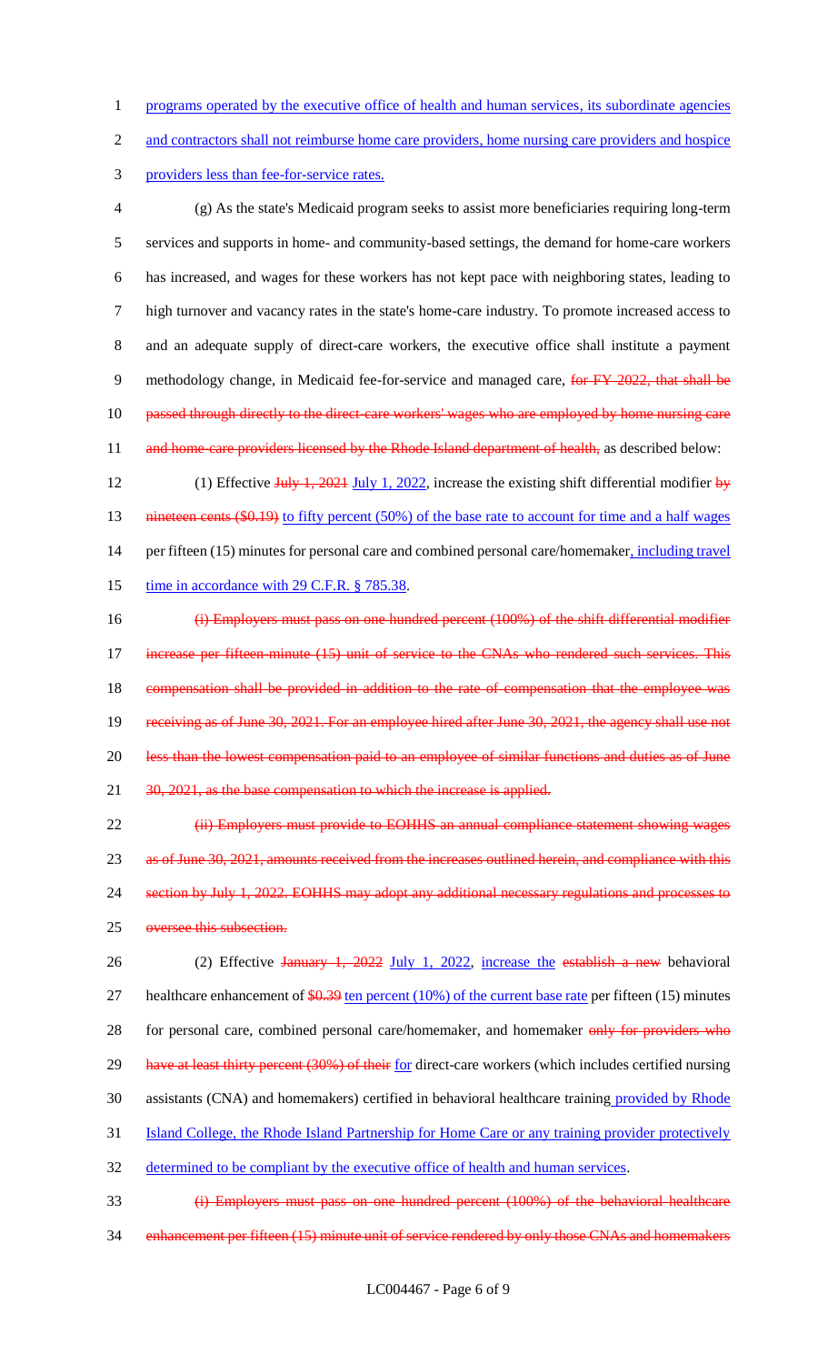programs operated by the executive office of health and human services, its subordinate agencies and contractors shall not reimburse home care providers, home nursing care providers and hospice providers less than fee-for-service rates.

(g) As the state's Medicaid program seeks to assist more beneficiaries requiring long-term services and supports in home- and community-based settings, the demand for home-care workers has increased, and wages for these workers has not kept pace with neighboring states, leading to high turnover and vacancy rates in the state's home-care industry. To promote increased access to and an adequate supply of direct-care workers, the executive office shall institute a payment methodology change, in Medicaid fee-for-service and managed care, ~~for FY 2022, that shall be passed through directly to the direct-care workers' wages who are employed by home nursing care and home-care providers licensed by the Rhode Island department of health,~~ as described below:

(1) Effective ~~July 1, 2021~~ July 1, 2022, increase the existing shift differential modifier ~~by nineteen cents ($0.19)~~ to fifty percent (50%) of the base rate to account for time and a half wages per fifteen (15) minutes for personal care and combined personal care/homemaker, including travel time in accordance with 29 C.F.R. § 785.38.

~~(i) Employers must pass on one hundred percent (100%) of the shift differential modifier increase per fifteen-minute (15) unit of service to the CNAs who rendered such services. This compensation shall be provided in addition to the rate of compensation that the employee was receiving as of June 30, 2021. For an employee hired after June 30, 2021, the agency shall use not less than the lowest compensation paid to an employee of similar functions and duties as of June 30, 2021, as the base compensation to which the increase is applied.~~

~~(ii) Employers must provide to EOHHS an annual compliance statement showing wages as of June 30, 2021, amounts received from the increases outlined herein, and compliance with this section by July 1, 2022. EOHHS may adopt any additional necessary regulations and processes to oversee this subsection.~~

(2) Effective ~~January 1, 2022~~ July 1, 2022, increase the ~~establish a new~~ behavioral healthcare enhancement of ~~$0.39~~ ten percent (10%) of the current base rate per fifteen (15) minutes for personal care, combined personal care/homemaker, and homemaker ~~only for providers who have at least thirty percent (30%) of their~~ for direct-care workers (which includes certified nursing assistants (CNA) and homemakers) certified in behavioral healthcare training provided by Rhode Island College, the Rhode Island Partnership for Home Care or any training provider protectively determined to be compliant by the executive office of health and human services.

~~(i) Employers must pass on one hundred percent (100%) of the behavioral healthcare enhancement per fifteen (15) minute unit of service rendered by only those CNAs and homemakers~~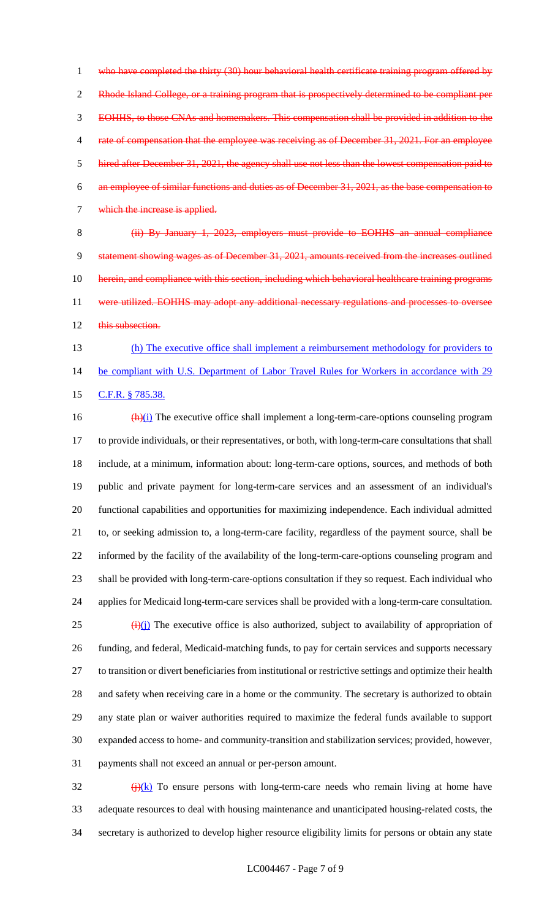who have completed the thirty (30) hour behavioral health certificate training program offered by Rhode Island College, or a training program that is prospectively determined to be compliant per EOHHS, to those CNAs and homemakers. This compensation shall be provided in addition to the rate of compensation that the employee was receiving as of December 31, 2021. For an employee hired after December 31, 2021, the agency shall use not less than the lowest compensation paid to an employee of similar functions and duties as of December 31, 2021, as the base compensation to which the increase is applied.

(ii) By January 1, 2023, employers must provide to EOHHS an annual compliance statement showing wages as of December 31, 2021, amounts received from the increases outlined herein, and compliance with this section, including which behavioral healthcare training programs were utilized. EOHHS may adopt any additional necessary regulations and processes to oversee this subsection.

(h) The executive office shall implement a reimbursement methodology for providers to be compliant with U.S. Department of Labor Travel Rules for Workers in accordance with 29 C.F.R. § 785.38.

(h)(i) The executive office shall implement a long-term-care-options counseling program to provide individuals, or their representatives, or both, with long-term-care consultations that shall include, at a minimum, information about: long-term-care options, sources, and methods of both public and private payment for long-term-care services and an assessment of an individual's functional capabilities and opportunities for maximizing independence. Each individual admitted to, or seeking admission to, a long-term-care facility, regardless of the payment source, shall be informed by the facility of the availability of the long-term-care-options counseling program and shall be provided with long-term-care-options consultation if they so request. Each individual who applies for Medicaid long-term-care services shall be provided with a long-term-care consultation.

(i)(j) The executive office is also authorized, subject to availability of appropriation of funding, and federal, Medicaid-matching funds, to pay for certain services and supports necessary to transition or divert beneficiaries from institutional or restrictive settings and optimize their health and safety when receiving care in a home or the community. The secretary is authorized to obtain any state plan or waiver authorities required to maximize the federal funds available to support expanded access to home- and community-transition and stabilization services; provided, however, payments shall not exceed an annual or per-person amount.

(j)(k) To ensure persons with long-term-care needs who remain living at home have adequate resources to deal with housing maintenance and unanticipated housing-related costs, the secretary is authorized to develop higher resource eligibility limits for persons or obtain any state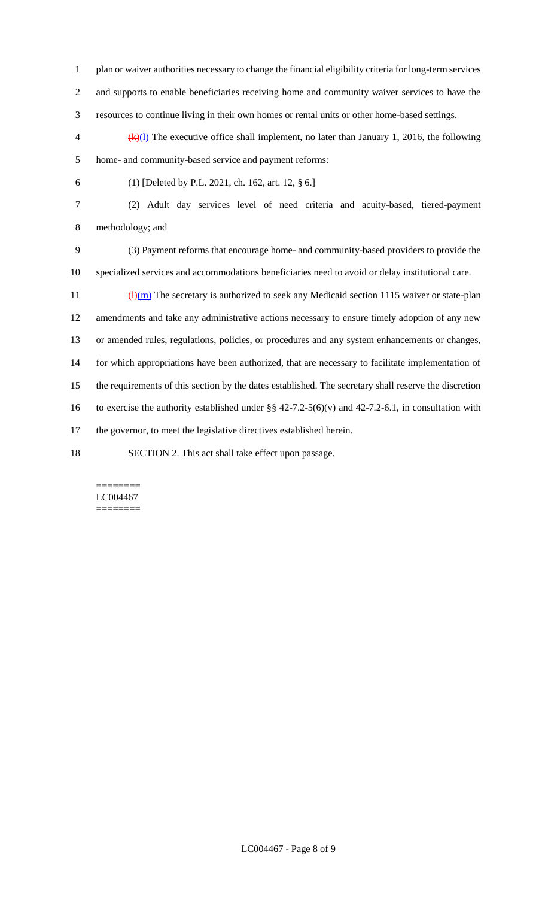plan or waiver authorities necessary to change the financial eligibility criteria for long-term services and supports to enable beneficiaries receiving home and community waiver services to have the resources to continue living in their own homes or rental units or other home-based settings.

~~(k)~~(l) The executive office shall implement, no later than January 1, 2016, the following home- and community-based service and payment reforms:

(1) [Deleted by P.L. 2021, ch. 162, art. 12, § 6.]

(2) Adult day services level of need criteria and acuity-based, tiered-payment methodology; and

(3) Payment reforms that encourage home- and community-based providers to provide the specialized services and accommodations beneficiaries need to avoid or delay institutional care.

~~(l)~~(m) The secretary is authorized to seek any Medicaid section 1115 waiver or state-plan amendments and take any administrative actions necessary to ensure timely adoption of any new or amended rules, regulations, policies, or procedures and any system enhancements or changes, for which appropriations have been authorized, that are necessary to facilitate implementation of the requirements of this section by the dates established. The secretary shall reserve the discretion to exercise the authority established under §§ 42-7.2-5(6)(v) and 42-7.2-6.1, in consultation with the governor, to meet the legislative directives established herein.

SECTION 2. This act shall take effect upon passage.

========
LC004467
========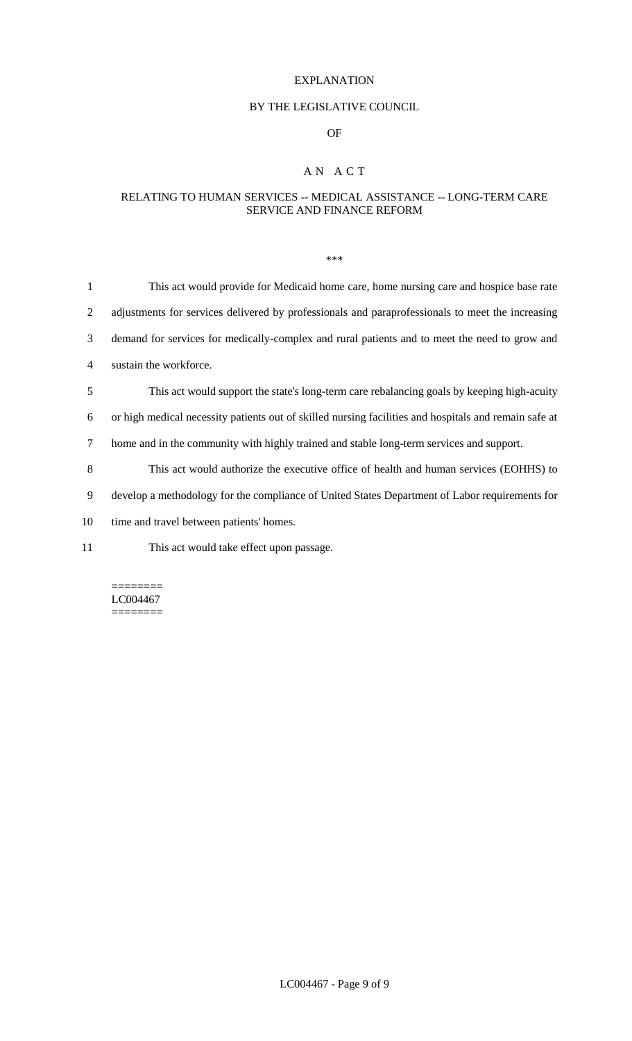EXPLANATION

BY THE LEGISLATIVE COUNCIL

OF

# A N A C T

## RELATING TO HUMAN SERVICES -- MEDICAL ASSISTANCE -- LONG-TERM CARE SERVICE AND FINANCE REFORM

\*\*\*

This act would provide for Medicaid home care, home nursing care and hospice base rate adjustments for services delivered by professionals and paraprofessionals to meet the increasing demand for services for medically-complex and rural patients and to meet the need to grow and sustain the workforce.

This act would support the state's long-term care rebalancing goals by keeping high-acuity or high medical necessity patients out of skilled nursing facilities and hospitals and remain safe at home and in the community with highly trained and stable long-term services and support.

This act would authorize the executive office of health and human services (EOHHS) to develop a methodology for the compliance of United States Department of Labor requirements for time and travel between patients' homes.

This act would take effect upon passage.

========
LC004467
========